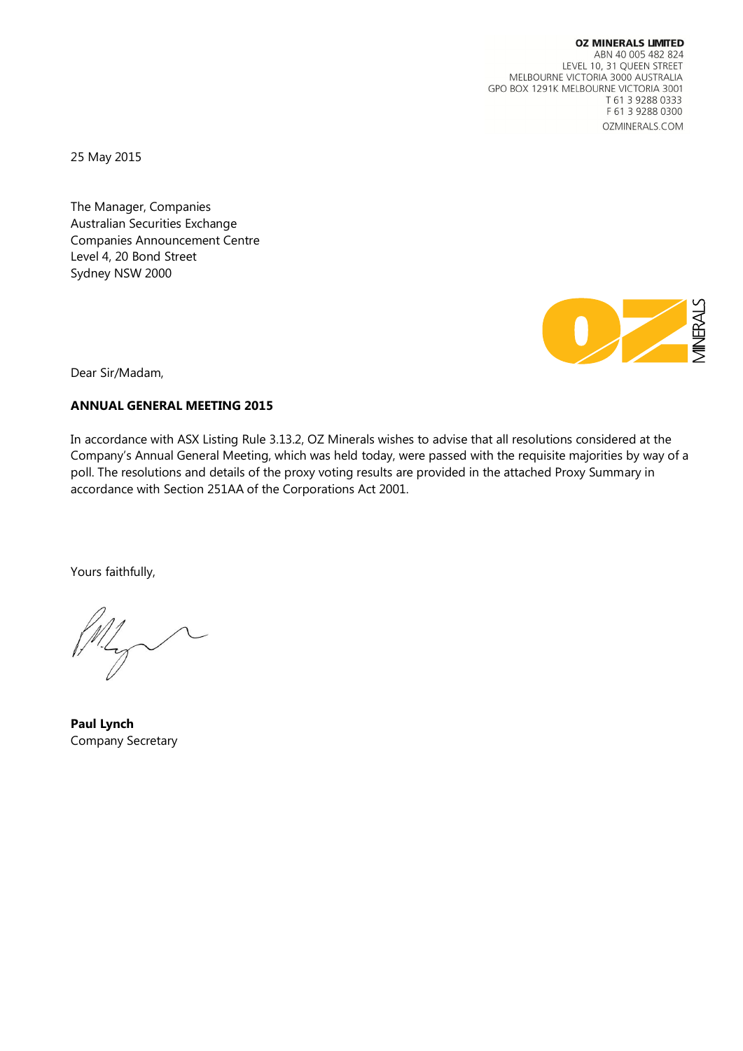**OZ MINERALS LIMITED**
ABN 40 005 482 824
LEVEL 10, 31 QUEEN STREET
MELBOURNE VICTORIA 3000 AUSTRALIA
GPO BOX 1291K MELBOURNE VICTORIA 3001
T 61 3 9288 0333
F 61 3 9288 0300
OZMINERALS.COM

25 May 2015

The Manager, Companies
Australian Securities Exchange
Companies Announcement Centre
Level 4, 20 Bond Street
Sydney NSW 2000

Dear Sir/Madam,

**ANNUAL GENERAL MEETING 2015**

In accordance with ASX Listing Rule 3.13.2, OZ Minerals wishes to advise that all resolutions considered at the Company's Annual General Meeting, which was held today, were passed with the requisite majorities by way of a poll. The resolutions and details of the proxy voting results are provided in the attached Proxy Summary in accordance with Section 251AA of the Corporations Act 2001.

Yours faithfully,

**Paul Lynch**
Company Secretary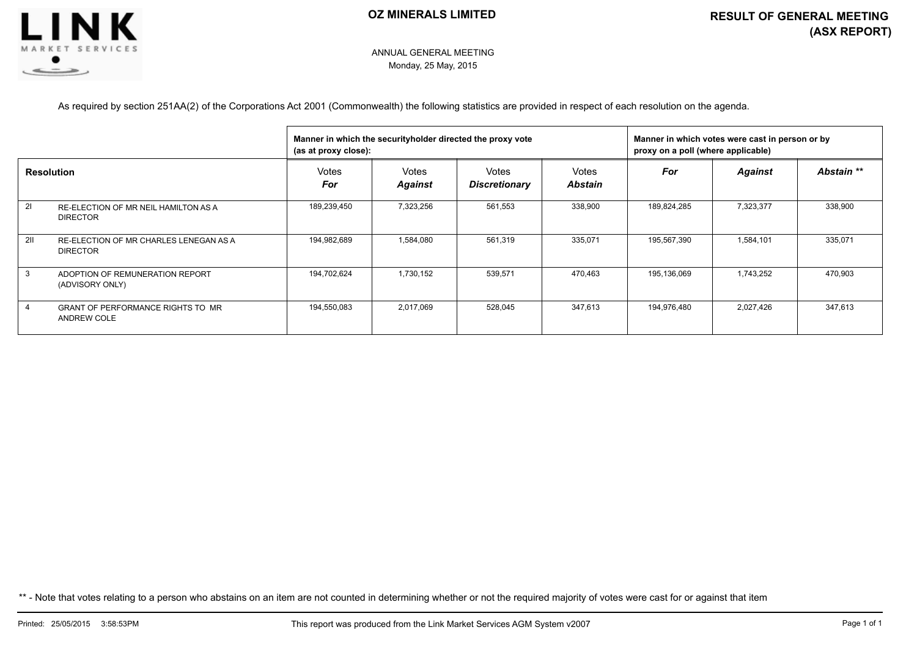# OZ MINERALS LIMITED

## RESULT OF GENERAL MEETING (ASX REPORT)

ANNUAL GENERAL MEETING
Monday, 25 May, 2015

As required by section 251AA(2) of the Corporations Act 2001 (Commonwealth) the following statistics are provided in respect of each resolution on the agenda.

| | | Manner in which the securityholder directed the proxy vote (as at proxy close): | | | | Manner in which votes were cast in person or by proxy on a poll (where applicable) | | |
|---|---|---|---|---|---|---|---|---|
| **Resolution** | | Votes ***For*** | Votes ***Against*** | Votes ***Discretionary*** | Votes ***Abstain*** | ***For*** | ***Against*** | ***Abstain \*\**** |
| 2I | RE-ELECTION OF MR NEIL HAMILTON AS A DIRECTOR | 189,239,450 | 7,323,256 | 561,553 | 338,900 | 189,824,285 | 7,323,377 | 338,900 |
| 2II | RE-ELECTION OF MR CHARLES LENEGAN AS A DIRECTOR | 194,982,689 | 1,584,080 | 561,319 | 335,071 | 195,567,390 | 1,584,101 | 335,071 |
| 3 | ADOPTION OF REMUNERATION REPORT (ADVISORY ONLY) | 194,702,624 | 1,730,152 | 539,571 | 470,463 | 195,136,069 | 1,743,252 | 470,903 |
| 4 | GRANT OF PERFORMANCE RIGHTS TO MR ANDREW COLE | 194,550,083 | 2,017,069 | 528,045 | 347,613 | 194,976,480 | 2,027,426 | 347,613 |

** - Note that votes relating to a person who abstains on an item are not counted in determining whether or not the required majority of votes were cast for or against that item

Printed: 25/05/2015 3:58:53PM

This report was produced from the Link Market Services AGM System v2007